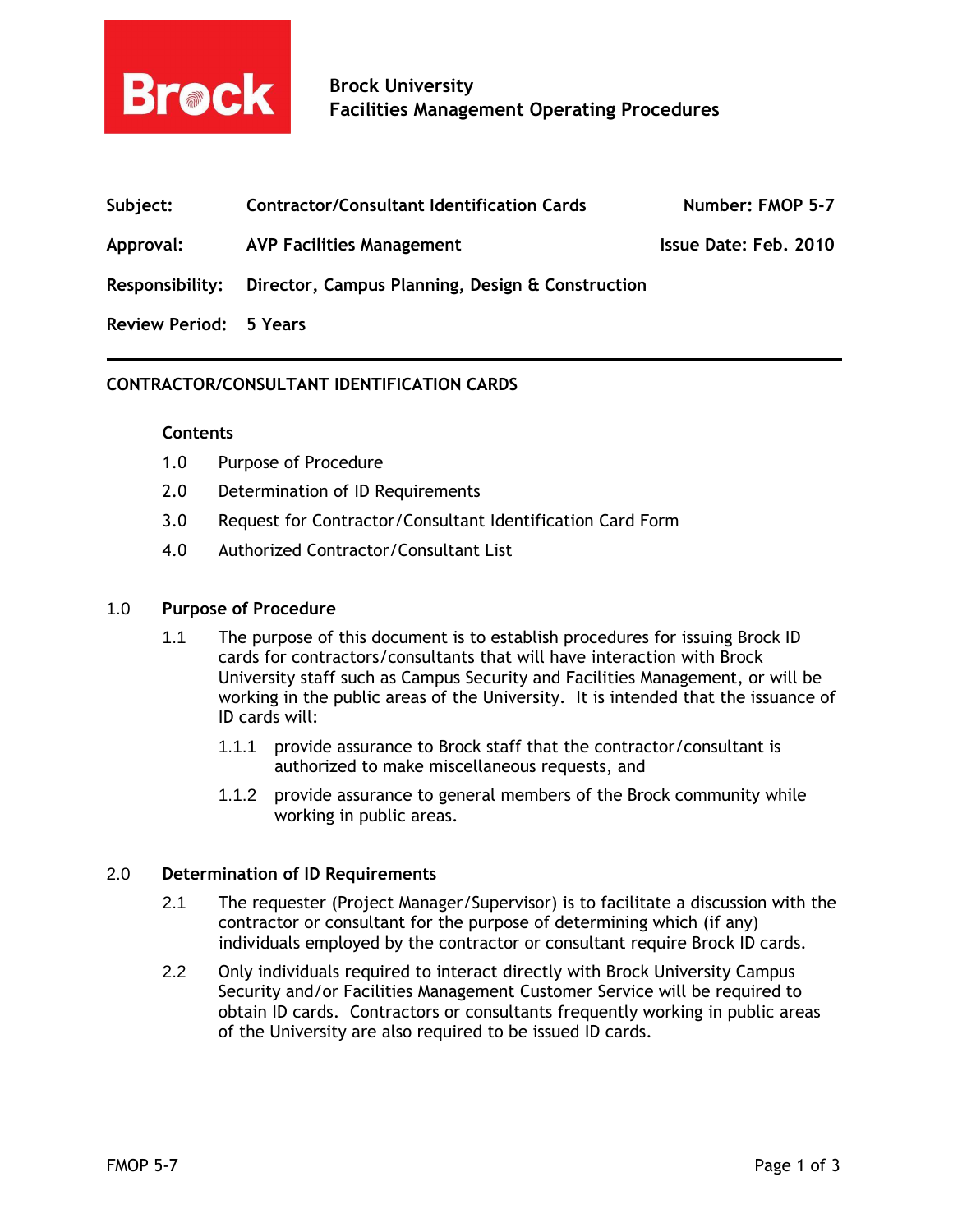**Brock University**
**Facilities Management Operating Procedures**

| | | |
|---|---|---|
| **Subject:** | **Contractor/Consultant Identification Cards** | **Number: FMOP 5-7** |
| **Approval:** | **AVP Facilities Management** | **Issue Date: Feb. 2010** |
| **Responsibility:** | **Director, Campus Planning, Design & Construction** | |
| **Review Period:** | **5 Years** | |

---

## CONTRACTOR/CONSULTANT IDENTIFICATION CARDS

**Contents**

1.0 Purpose of Procedure
2.0 Determination of ID Requirements
3.0 Request for Contractor/Consultant Identification Card Form
4.0 Authorized Contractor/Consultant List

### 1.0 Purpose of Procedure

1.1 The purpose of this document is to establish procedures for issuing Brock ID cards for contractors/consultants that will have interaction with Brock University staff such as Campus Security and Facilities Management, or will be working in the public areas of the University. It is intended that the issuance of ID cards will:

1.1.1 provide assurance to Brock staff that the contractor/consultant is authorized to make miscellaneous requests, and

1.1.2 provide assurance to general members of the Brock community while working in public areas.

### 2.0 Determination of ID Requirements

2.1 The requester (Project Manager/Supervisor) is to facilitate a discussion with the contractor or consultant for the purpose of determining which (if any) individuals employed by the contractor or consultant require Brock ID cards.

2.2 Only individuals required to interact directly with Brock University Campus Security and/or Facilities Management Customer Service will be required to obtain ID cards. Contractors or consultants frequently working in public areas of the University are also required to be issued ID cards.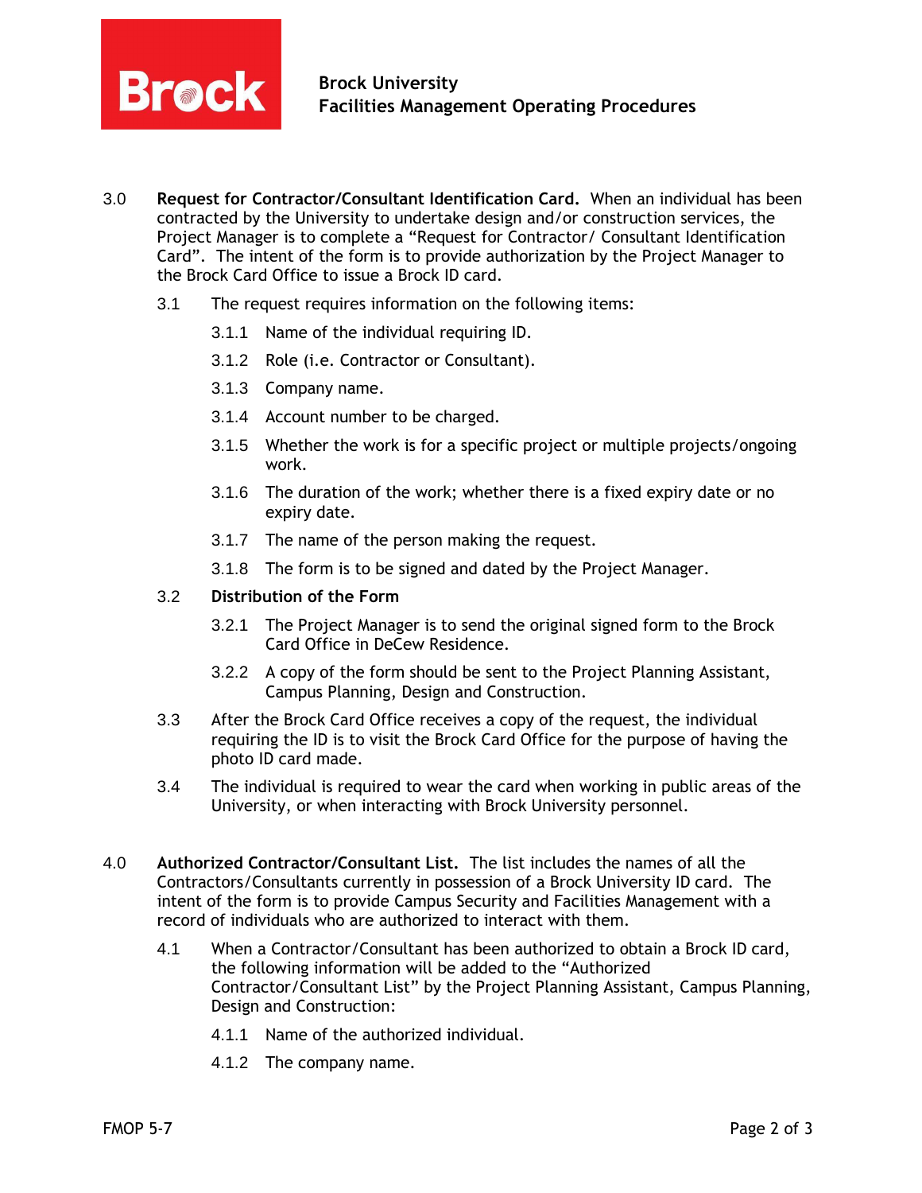3.0 **Request for Contractor/Consultant Identification Card.** When an individual has been contracted by the University to undertake design and/or construction services, the Project Manager is to complete a "Request for Contractor/ Consultant Identification Card". The intent of the form is to provide authorization by the Project Manager to the Brock Card Office to issue a Brock ID card.

3.1 The request requires information on the following items:

3.1.1 Name of the individual requiring ID.

3.1.2 Role (i.e. Contractor or Consultant).

3.1.3 Company name.

3.1.4 Account number to be charged.

3.1.5 Whether the work is for a specific project or multiple projects/ongoing work.

3.1.6 The duration of the work; whether there is a fixed expiry date or no expiry date.

3.1.7 The name of the person making the request.

3.1.8 The form is to be signed and dated by the Project Manager.

3.2 **Distribution of the Form**

3.2.1 The Project Manager is to send the original signed form to the Brock Card Office in DeCew Residence.

3.2.2 A copy of the form should be sent to the Project Planning Assistant, Campus Planning, Design and Construction.

3.3 After the Brock Card Office receives a copy of the request, the individual requiring the ID is to visit the Brock Card Office for the purpose of having the photo ID card made.

3.4 The individual is required to wear the card when working in public areas of the University, or when interacting with Brock University personnel.

4.0 **Authorized Contractor/Consultant List.** The list includes the names of all the Contractors/Consultants currently in possession of a Brock University ID card. The intent of the form is to provide Campus Security and Facilities Management with a record of individuals who are authorized to interact with them.

4.1 When a Contractor/Consultant has been authorized to obtain a Brock ID card, the following information will be added to the "Authorized Contractor/Consultant List" by the Project Planning Assistant, Campus Planning, Design and Construction:

4.1.1 Name of the authorized individual.

4.1.2 The company name.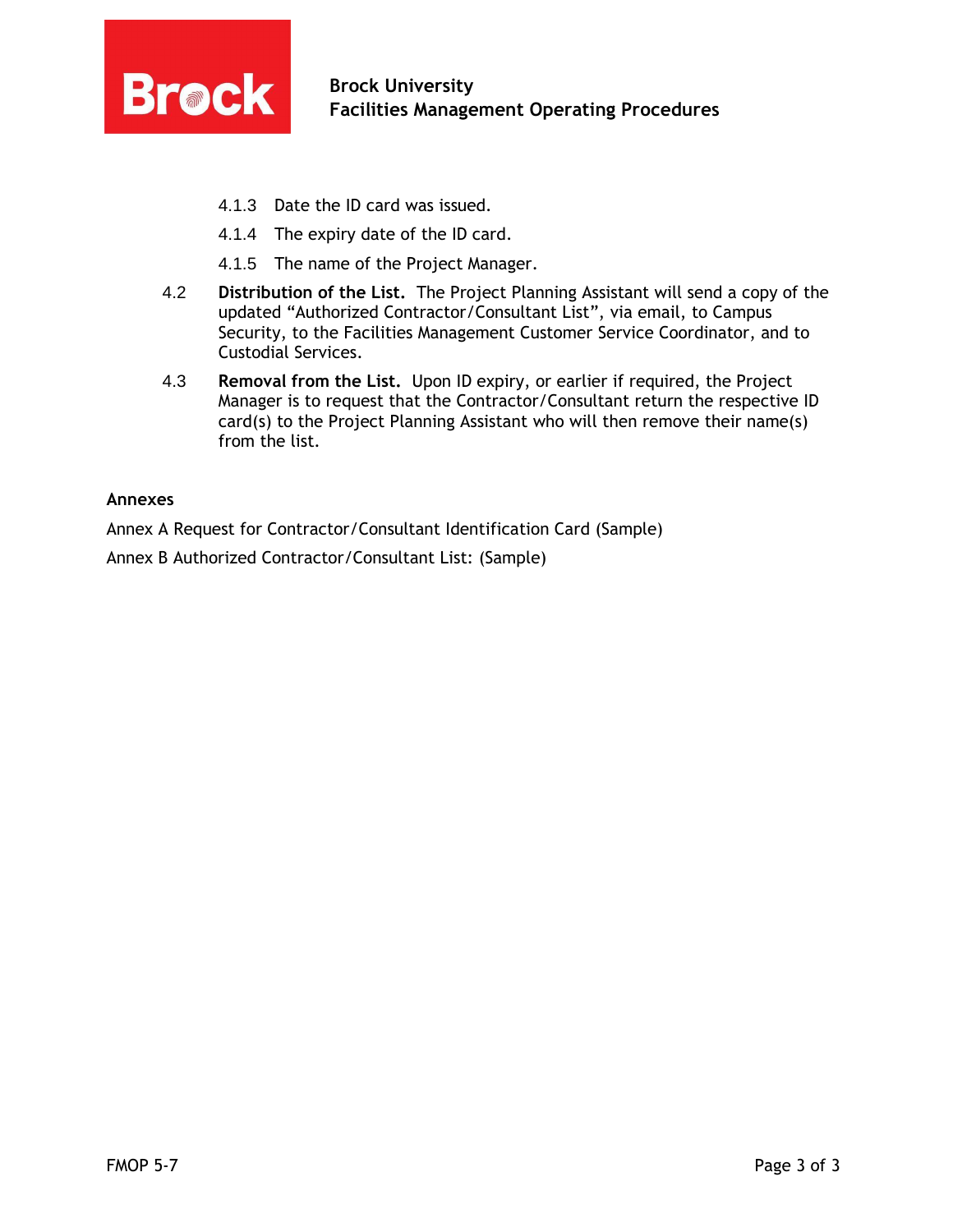4.1.3 Date the ID card was issued.

4.1.4 The expiry date of the ID card.

4.1.5 The name of the Project Manager.

4.2 **Distribution of the List.** The Project Planning Assistant will send a copy of the updated “Authorized Contractor/Consultant List”, via email, to Campus Security, to the Facilities Management Customer Service Coordinator, and to Custodial Services.

4.3 **Removal from the List.** Upon ID expiry, or earlier if required, the Project Manager is to request that the Contractor/Consultant return the respective ID card(s) to the Project Planning Assistant who will then remove their name(s) from the list.

**Annexes**

Annex A Request for Contractor/Consultant Identification Card (Sample)

Annex B Authorized Contractor/Consultant List: (Sample)